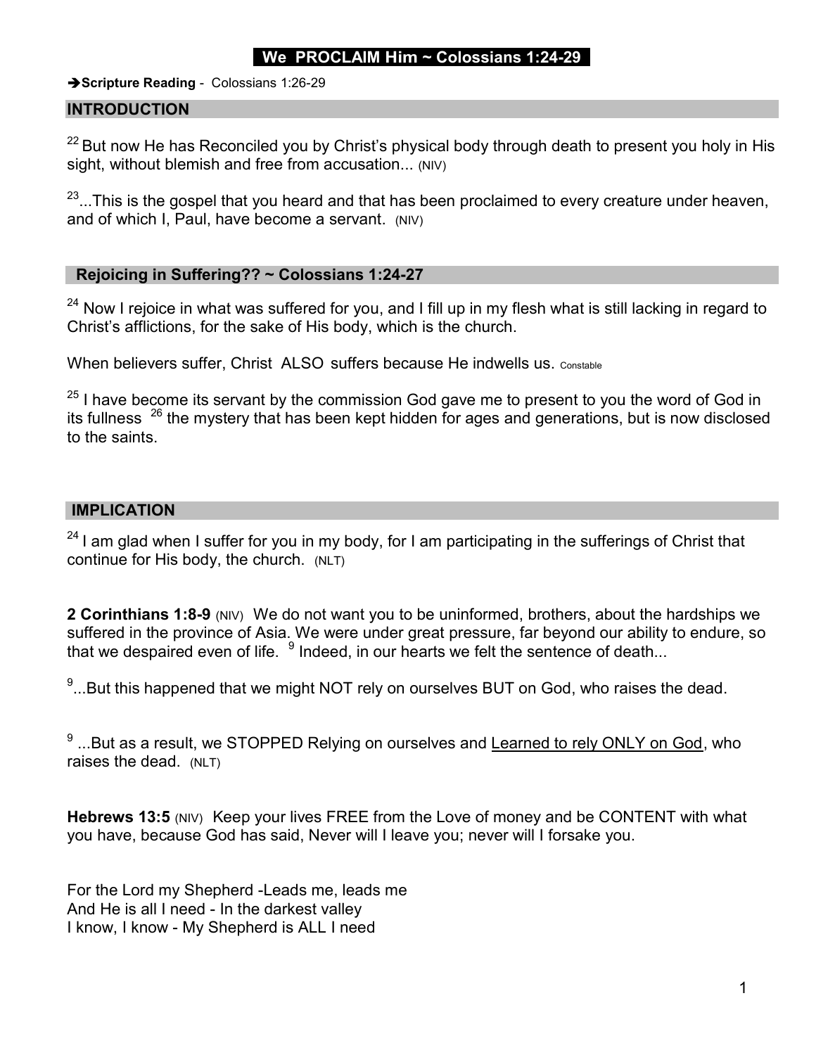# We PROCLAIM Him ~ Colossians 1:24-29

➔**Scripture Reading** - Colossians 1:26-29

## INTRODUCTION

[22] But now He has Reconciled you by Christ's physical body through death to present you holy in His sight, without blemish and free from accusation... (NIV)

[23]...This is the gospel that you heard and that has been proclaimed to every creature under heaven, and of which I, Paul, have become a servant. (NIV)

## Rejoicing in Suffering?? ~ Colossians 1:24-27

[24] Now I rejoice in what was suffered for you, and I fill up in my flesh what is still lacking in regard to Christ's afflictions, for the sake of His body, which is the church.

When believers suffer, Christ ALSO suffers because He indwells us. Constable

[25] I have become its servant by the commission God gave me to present to you the word of God in its fullness [26] the mystery that has been kept hidden for ages and generations, but is now disclosed to the saints.

## IMPLICATION

[24] I am glad when I suffer for you in my body, for I am participating in the sufferings of Christ that continue for His body, the church. (NLT)

**2 Corinthians 1:8-9** (NIV) We do not want you to be uninformed, brothers, about the hardships we suffered in the province of Asia. We were under great pressure, far beyond our ability to endure, so that we despaired even of life. [9] Indeed, in our hearts we felt the sentence of death...

[9]...But this happened that we might NOT rely on ourselves BUT on God, who raises the dead.

[9] ...But as a result, we STOPPED Relying on ourselves and <u>Learned to rely ONLY on God</u>, who raises the dead. (NLT)

**Hebrews 13:5** (NIV) Keep your lives FREE from the Love of money and be CONTENT with what you have, because God has said, Never will I leave you; never will I forsake you.

For the Lord my Shepherd -Leads me, leads me  
And He is all I need - In the darkest valley  
I know, I know - My Shepherd is ALL I need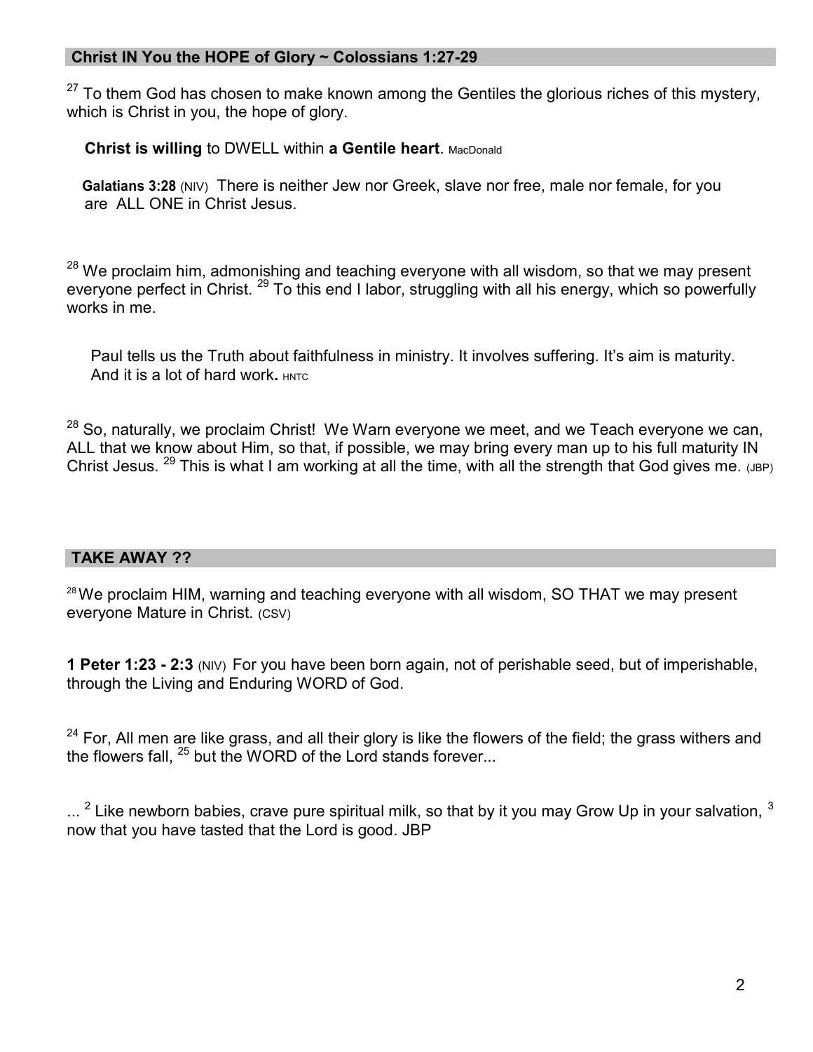## Christ IN You the HOPE of Glory ~ Colossians 1:27-29

27 To them God has chosen to make known among the Gentiles the glorious riches of this mystery, which is Christ in you, the hope of glory.

**Christ is willing** to DWELL within **a Gentile heart**. MacDonald

**Galatians 3:28** (NIV) There is neither Jew nor Greek, slave nor free, male nor female, for you are ALL ONE in Christ Jesus.

28 We proclaim him, admonishing and teaching everyone with all wisdom, so that we may present everyone perfect in Christ. 29 To this end I labor, struggling with all his energy, which so powerfully works in me.

Paul tells us the Truth about faithfulness in ministry. It involves suffering. It's aim is maturity. And it is a lot of hard work. HNTC

28 So, naturally, we proclaim Christ! We Warn everyone we meet, and we Teach everyone we can, ALL that we know about Him, so that, if possible, we may bring every man up to his full maturity IN Christ Jesus. 29 This is what I am working at all the time, with all the strength that God gives me. (JBP)

## TAKE AWAY ??

28 We proclaim HIM, warning and teaching everyone with all wisdom, SO THAT we may present everyone Mature in Christ. (CSV)

**1 Peter 1:23 - 2:3** (NIV) For you have been born again, not of perishable seed, but of imperishable, through the Living and Enduring WORD of God.

24 For, All men are like grass, and all their glory is like the flowers of the field; the grass withers and the flowers fall, 25 but the WORD of the Lord stands forever...

... 2 Like newborn babies, crave pure spiritual milk, so that by it you may Grow Up in your salvation, 3 now that you have tasted that the Lord is good. JBP